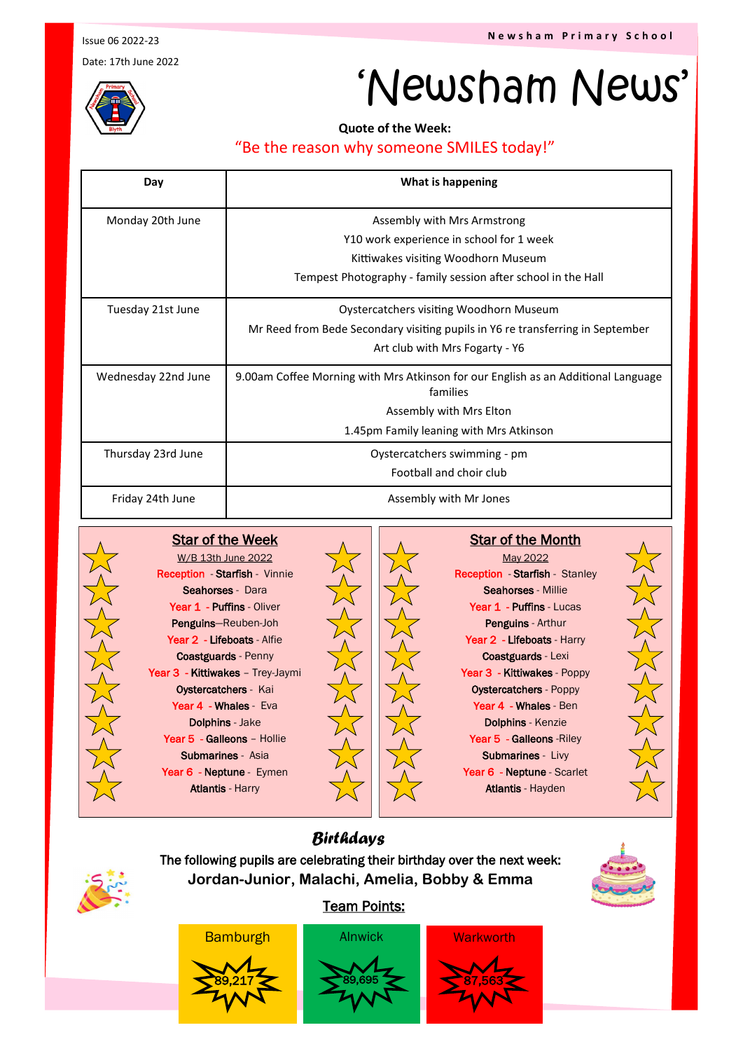Issue 06 2022-23

Date: 17th June 2022

Newsham Primary School

# 'Newsham News'

**Quote of the Week:**

"Be the reason why someone SMILES today!"

| Day | What is happening |
|---|---|
| Monday 20th June | Assembly with Mrs Armstrong<br>Y10 work experience in school for 1 week<br>Kittiwakes visiting Woodhorn Museum<br>Tempest Photography - family session after school in the Hall |
| Tuesday 21st June | Oystercatchers visiting Woodhorn Museum<br>Mr Reed from Bede Secondary visiting pupils in Y6 re transferring in September<br>Art club with Mrs Fogarty - Y6 |
| Wednesday 22nd June | 9.00am Coffee Morning with Mrs Atkinson for our English as an Additional Language families<br>Assembly with Mrs Elton<br>1.45pm Family leaning with Mrs Atkinson |
| Thursday 23rd June | Oystercatchers swimming - pm<br>Football and choir club |
| Friday 24th June | Assembly with Mr Jones |

## Star of the Week

W/B 13th June 2022

Reception - **Starfish** - Vinnie

**Seahorses** - Dara

Year 1 - **Puffins** - Oliver

**Penguins**—Reuben-Joh

Year 2 - **Lifeboats** - Alfie

**Coastguards** - Penny

Year 3 - **Kittiwakes** – Trey-Jaymi

**Oystercatchers** - Kai

Year 4 - **Whales** - Eva

**Dolphins** - Jake

Year 5 - **Galleons** – Hollie

**Submarines** - Asia

Year 6 - **Neptune** - Eymen

**Atlantis** - Harry

## Star of the Month

May 2022

Reception - **Starfish** - Stanley

**Seahorses** - Millie

Year 1 - **Puffins** - Lucas

**Penguins** - Arthur

Year 2 - **Lifeboats** - Harry

**Coastguards** - Lexi

Year 3 - **Kittiwakes** - Poppy

**Oystercatchers** - Poppy

Year 4 - **Whales** - Ben

**Dolphins** - Kenzie

Year 5 - **Galleons** -Riley

**Submarines** - Livy

Year 6 - **Neptune** - Scarlet

**Atlantis** - Hayden

## Birthdays

The following pupils are celebrating their birthday over the next week:

**Jordan-Junior, Malachi, Amelia, Bobby & Emma**

## Team Points:

| Bamburgh | Alnwick | Warkworth |
|---|---|---|
| 89,217 | 89,695 | 87,563 |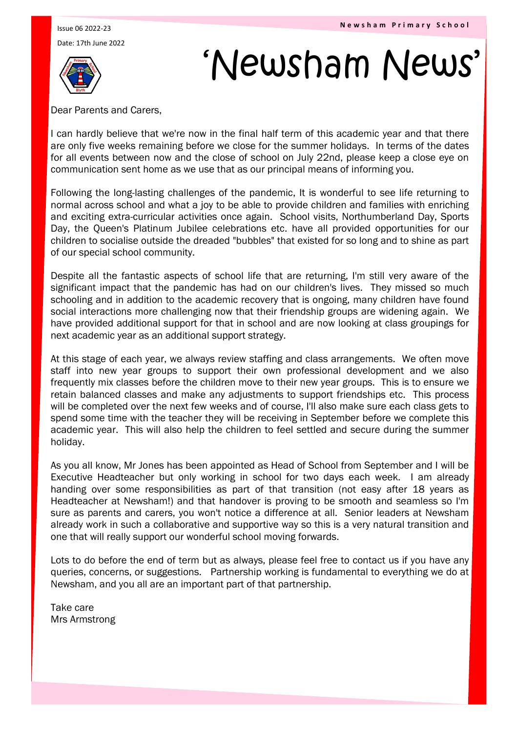Issue 06 2022-23

Date: 17th June 2022

# 'Newsham News'

Dear Parents and Carers,

I can hardly believe that we're now in the final half term of this academic year and that there are only five weeks remaining before we close for the summer holidays. In terms of the dates for all events between now and the close of school on July 22nd, please keep a close eye on communication sent home as we use that as our principal means of informing you.

Following the long-lasting challenges of the pandemic, It is wonderful to see life returning to normal across school and what a joy to be able to provide children and families with enriching and exciting extra-curricular activities once again. School visits, Northumberland Day, Sports Day, the Queen's Platinum Jubilee celebrations etc. have all provided opportunities for our children to socialise outside the dreaded "bubbles" that existed for so long and to shine as part of our special school community.

Despite all the fantastic aspects of school life that are returning, I'm still very aware of the significant impact that the pandemic has had on our children's lives. They missed so much schooling and in addition to the academic recovery that is ongoing, many children have found social interactions more challenging now that their friendship groups are widening again. We have provided additional support for that in school and are now looking at class groupings for next academic year as an additional support strategy.

At this stage of each year, we always review staffing and class arrangements. We often move staff into new year groups to support their own professional development and we also frequently mix classes before the children move to their new year groups. This is to ensure we retain balanced classes and make any adjustments to support friendships etc. This process will be completed over the next few weeks and of course, I'll also make sure each class gets to spend some time with the teacher they will be receiving in September before we complete this academic year. This will also help the children to feel settled and secure during the summer holiday.

As you all know, Mr Jones has been appointed as Head of School from September and I will be Executive Headteacher but only working in school for two days each week. I am already handing over some responsibilities as part of that transition (not easy after 18 years as Headteacher at Newsham!) and that handover is proving to be smooth and seamless so I'm sure as parents and carers, you won't notice a difference at all. Senior leaders at Newsham already work in such a collaborative and supportive way so this is a very natural transition and one that will really support our wonderful school moving forwards.

Lots to do before the end of term but as always, please feel free to contact us if you have any queries, concerns, or suggestions. Partnership working is fundamental to everything we do at Newsham, and you all are an important part of that partnership.

Take care
Mrs Armstrong